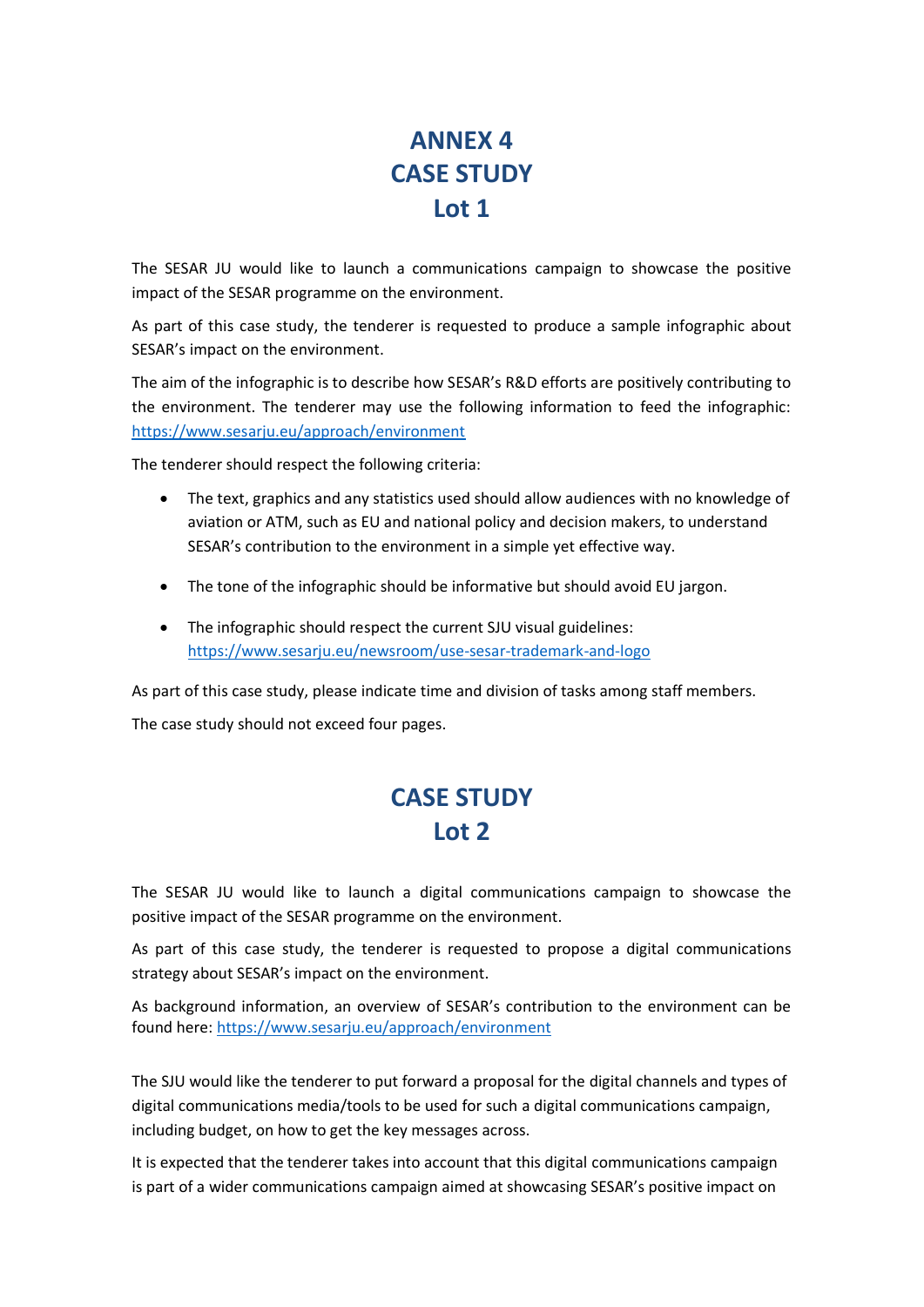# ANNEX 4
# CASE STUDY
# Lot 1

The SESAR JU would like to launch a communications campaign to showcase the positive impact of the SESAR programme on the environment.

As part of this case study, the tenderer is requested to produce a sample infographic about SESAR's impact on the environment.

The aim of the infographic is to describe how SESAR's R&D efforts are positively contributing to the environment. The tenderer may use the following information to feed the infographic: [https://www.sesarju.eu/approach/environment](https://www.sesarju.eu/approach/environment)

The tenderer should respect the following criteria:

- The text, graphics and any statistics used should allow audiences with no knowledge of aviation or ATM, such as EU and national policy and decision makers, to understand SESAR's contribution to the environment in a simple yet effective way.
- The tone of the infographic should be informative but should avoid EU jargon.
- The infographic should respect the current SJU visual guidelines: [https://www.sesarju.eu/newsroom/use-sesar-trademark-and-logo](https://www.sesarju.eu/newsroom/use-sesar-trademark-and-logo)

As part of this case study, please indicate time and division of tasks among staff members.

The case study should not exceed four pages.

# CASE STUDY
# Lot 2

The SESAR JU would like to launch a digital communications campaign to showcase the positive impact of the SESAR programme on the environment.

As part of this case study, the tenderer is requested to propose a digital communications strategy about SESAR's impact on the environment.

As background information, an overview of SESAR's contribution to the environment can be found here: [https://www.sesarju.eu/approach/environment](https://www.sesarju.eu/approach/environment)

The SJU would like the tenderer to put forward a proposal for the digital channels and types of digital communications media/tools to be used for such a digital communications campaign, including budget, on how to get the key messages across.

It is expected that the tenderer takes into account that this digital communications campaign is part of a wider communications campaign aimed at showcasing SESAR's positive impact on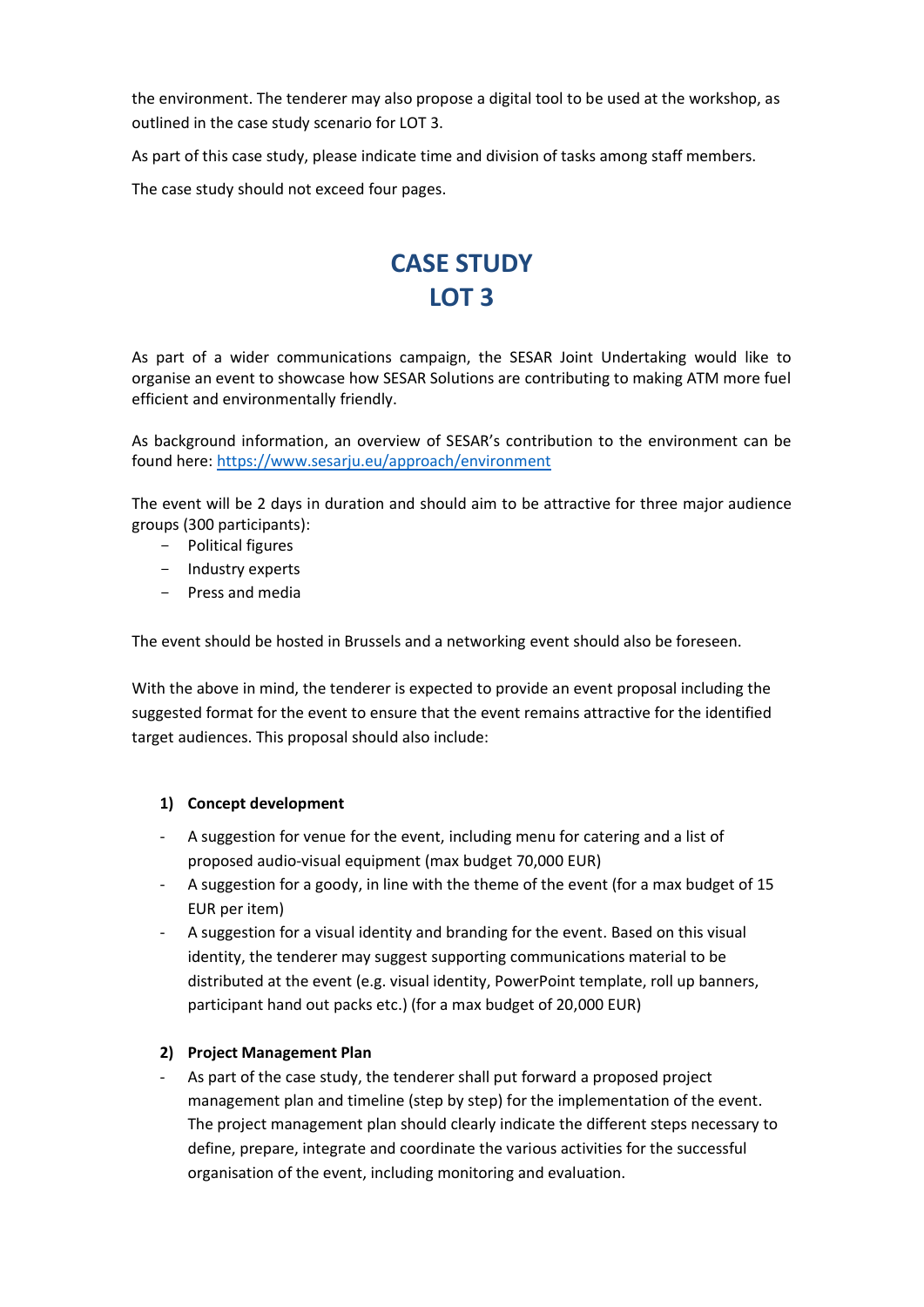the environment. The tenderer may also propose a digital tool to be used at the workshop, as outlined in the case study scenario for LOT 3.

As part of this case study, please indicate time and division of tasks among staff members.

The case study should not exceed four pages.

# CASE STUDY
# LOT 3

As part of a wider communications campaign, the SESAR Joint Undertaking would like to organise an event to showcase how SESAR Solutions are contributing to making ATM more fuel efficient and environmentally friendly.

As background information, an overview of SESAR's contribution to the environment can be found here: https://www.sesarju.eu/approach/environment

The event will be 2 days in duration and should aim to be attractive for three major audience groups (300 participants):

- Political figures
- Industry experts
- Press and media

The event should be hosted in Brussels and a networking event should also be foreseen.

With the above in mind, the tenderer is expected to provide an event proposal including the suggested format for the event to ensure that the event remains attractive for the identified target audiences. This proposal should also include:

**1) Concept development**

- A suggestion for venue for the event, including menu for catering and a list of proposed audio-visual equipment (max budget 70,000 EUR)
- A suggestion for a goody, in line with the theme of the event (for a max budget of 15 EUR per item)
- A suggestion for a visual identity and branding for the event. Based on this visual identity, the tenderer may suggest supporting communications material to be distributed at the event (e.g. visual identity, PowerPoint template, roll up banners, participant hand out packs etc.) (for a max budget of 20,000 EUR)

**2) Project Management Plan**

- As part of the case study, the tenderer shall put forward a proposed project management plan and timeline (step by step) for the implementation of the event. The project management plan should clearly indicate the different steps necessary to define, prepare, integrate and coordinate the various activities for the successful organisation of the event, including monitoring and evaluation.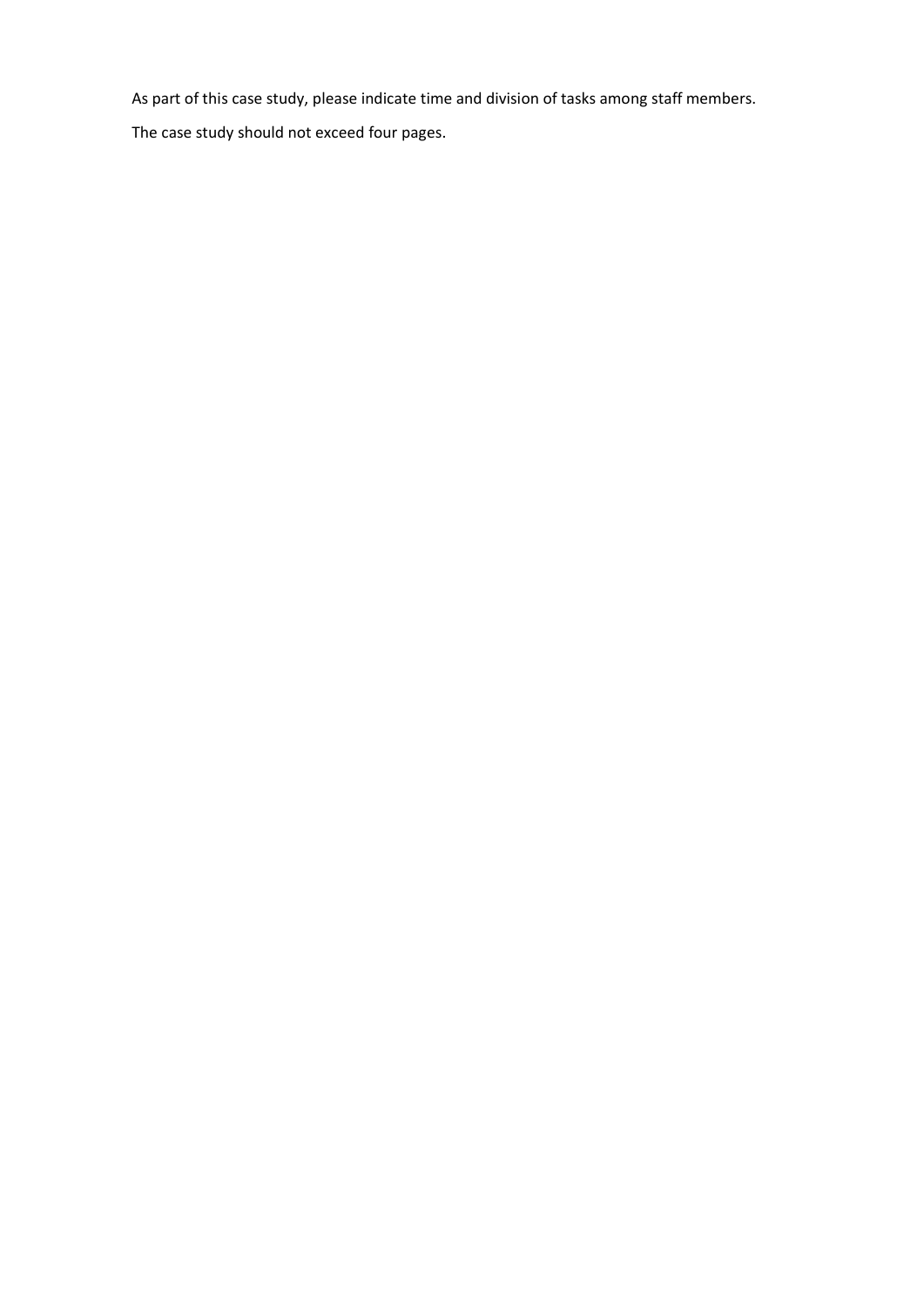As part of this case study, please indicate time and division of tasks among staff members.

The case study should not exceed four pages.